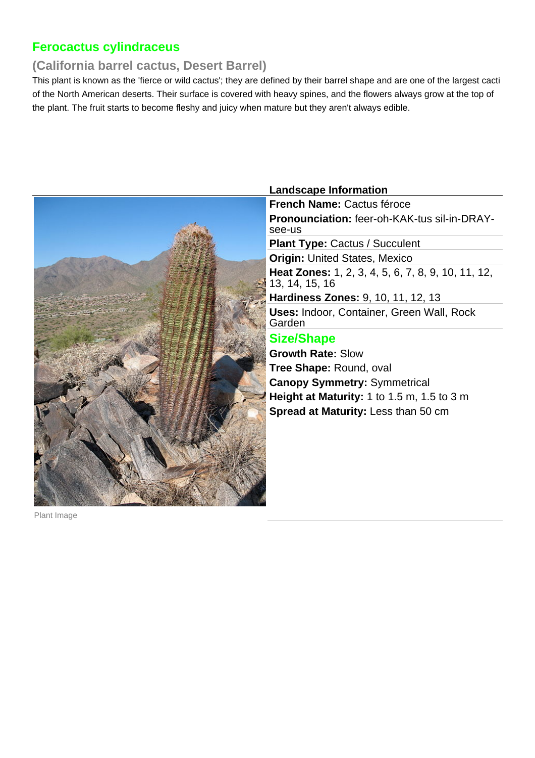# Ferocactus cylindraceus

## (California barrel cactus, Desert Barrel)

This plant is known as the 'fierce or wild cactus'; they are defined by their barrel shape and are one of the largest cacti of the North American deserts. Their surface is covered with heavy spines, and the flowers always grow at the top of the plant. The fruit starts to become fleshy and juicy when mature but they aren't always edible.

Plant Image

### Landscape Information

**French Name:** Cactus féroce

**Pronounciation:** feer-oh-KAK-tus sil-in-DRAY-see-us

**Plant Type:** Cactus / Succulent

**Origin:** United States, Mexico

**Heat Zones:** 1, 2, 3, 4, 5, 6, 7, 8, 9, 10, 11, 12, 13, 14, 15, 16

**Hardiness Zones:** 9, 10, 11, 12, 13

**Uses:** Indoor, Container, Green Wall, Rock Garden

### Size/Shape

**Growth Rate:** Slow

**Tree Shape:** Round, oval

**Canopy Symmetry:** Symmetrical

**Height at Maturity:** 1 to 1.5 m, 1.5 to 3 m

**Spread at Maturity:** Less than 50 cm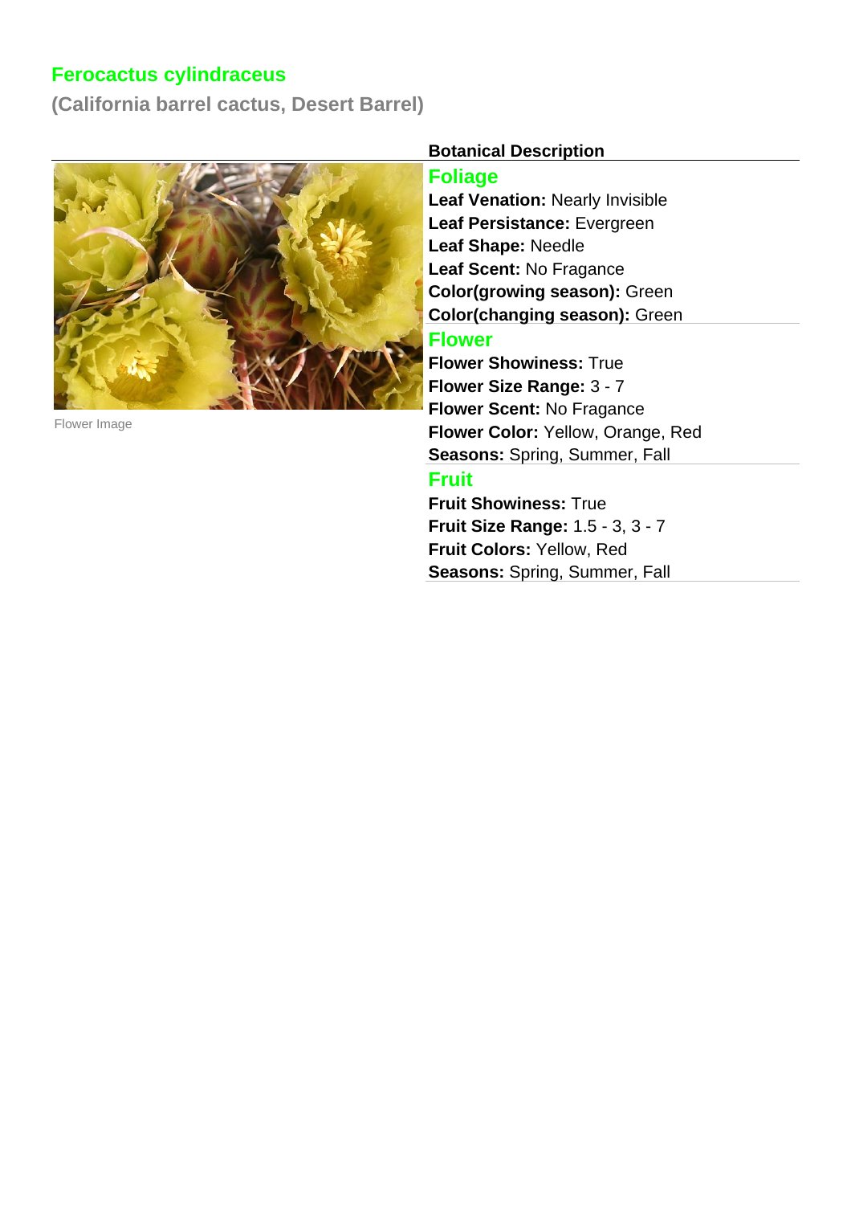# Ferocactus cylindraceus

**(California barrel cactus, Desert Barrel)**

Flower Image

## Botanical Description

### Foliage

**Leaf Venation:** Nearly Invisible
**Leaf Persistance:** Evergreen
**Leaf Shape:** Needle
**Leaf Scent:** No Fragance
**Color(growing season):** Green
**Color(changing season):** Green

### Flower

**Flower Showiness:** True
**Flower Size Range:** 3 - 7
**Flower Scent:** No Fragance
**Flower Color:** Yellow, Orange, Red
**Seasons:** Spring, Summer, Fall

### Fruit

**Fruit Showiness:** True
**Fruit Size Range:** 1.5 - 3, 3 - 7
**Fruit Colors:** Yellow, Red
**Seasons:** Spring, Summer, Fall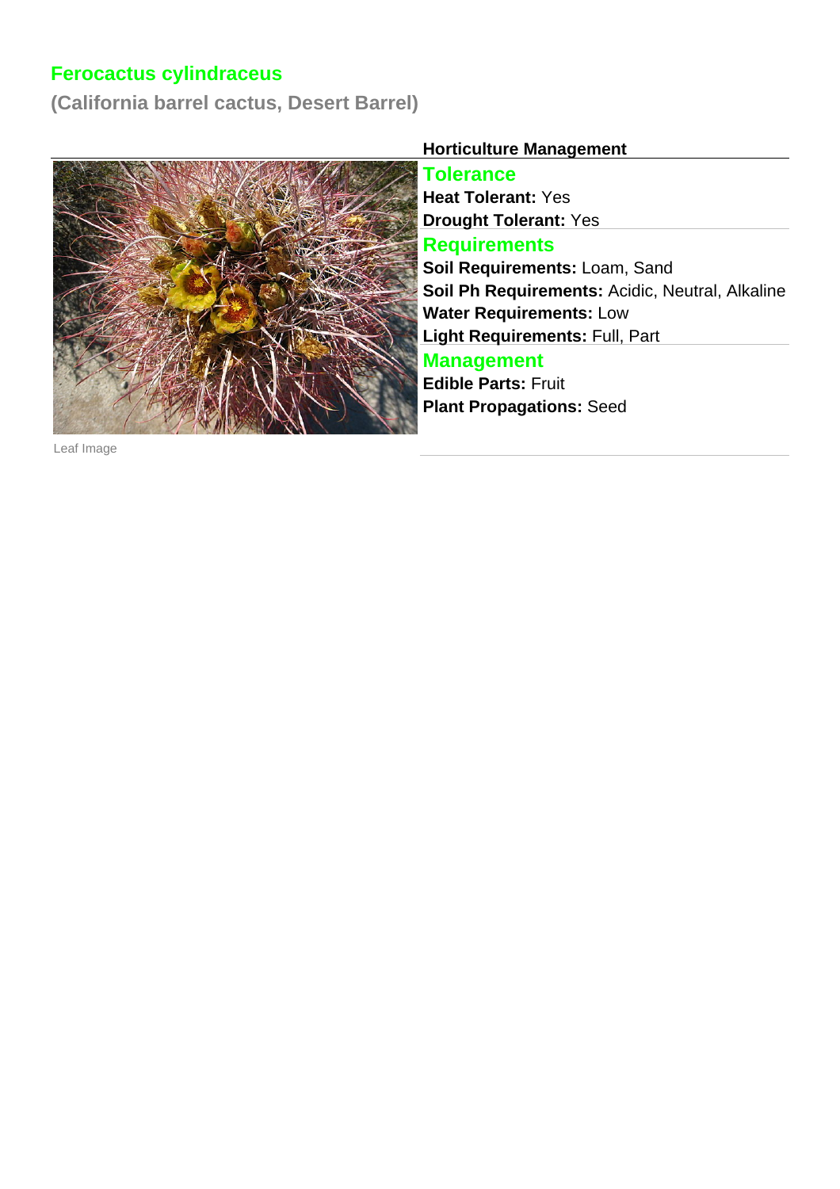# Ferocactus cylindraceus

## (California barrel cactus, Desert Barrel)

Leaf Image

**Horticulture Management**

### Tolerance

**Heat Tolerant:** Yes

**Drought Tolerant:** Yes

### Requirements

**Soil Requirements:** Loam, Sand

**Soil Ph Requirements:** Acidic, Neutral, Alkaline

**Water Requirements:** Low

**Light Requirements:** Full, Part

### Management

**Edible Parts:** Fruit

**Plant Propagations:** Seed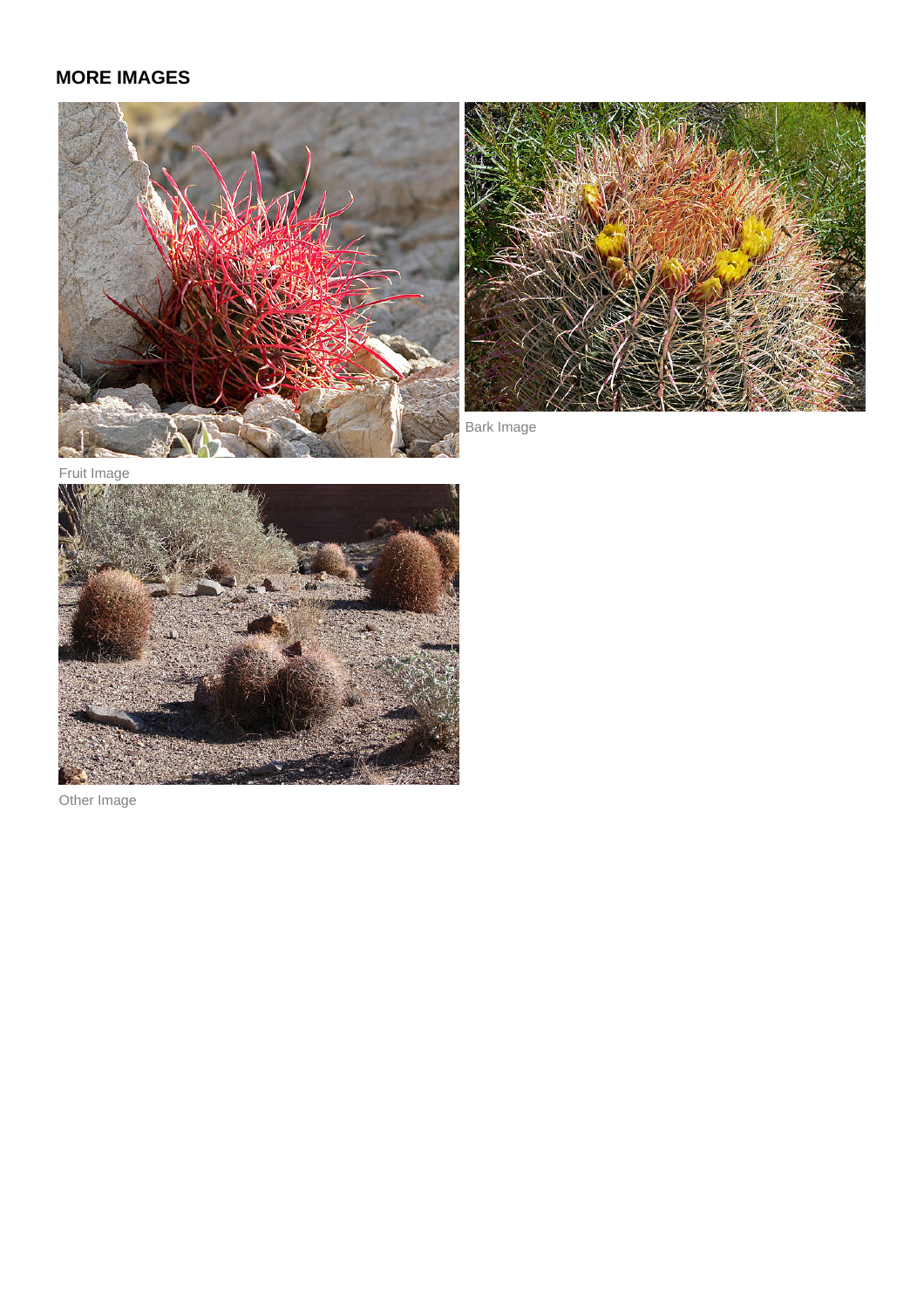## MORE IMAGES

Fruit Image

Bark Image

Other Image